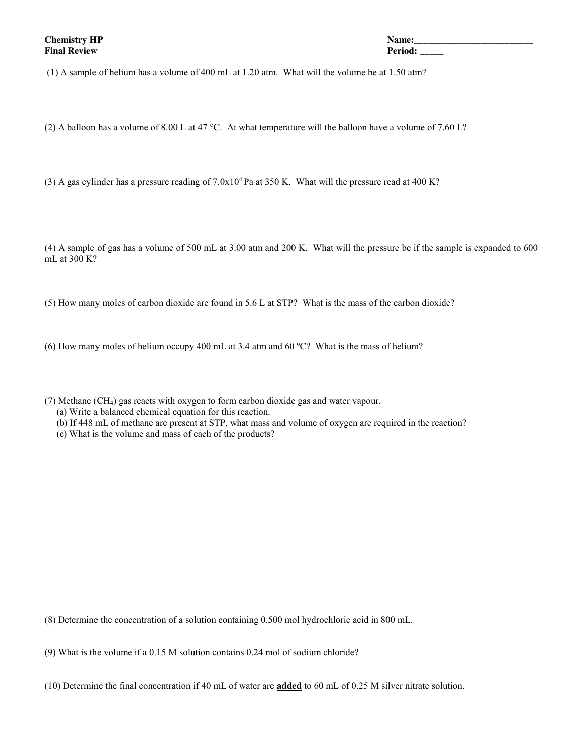**Chemistry HP** | **Name:**__________________________

**Final Review** | **Period:** _____

(1) A sample of helium has a volume of 400 mL at 1.20 atm. What will the volume be at 1.50 atm?

(2) A balloon has a volume of 8.00 L at 47 °C. At what temperature will the balloon have a volume of 7.60 L?

(3) A gas cylinder has a pressure reading of $7.0 \times 10^4$ Pa at 350 K. What will the pressure read at 400 K?

(4) A sample of gas has a volume of 500 mL at 3.00 atm and 200 K. What will the pressure be if the sample is expanded to 600 mL at 300 K?

(5) How many moles of carbon dioxide are found in 5.6 L at STP? What is the mass of the carbon dioxide?

(6) How many moles of helium occupy 400 mL at 3.4 atm and 60 ºC? What is the mass of helium?

(7) Methane ($CH_4$) gas reacts with oxygen to form carbon dioxide gas and water vapour.

(a) Write a balanced chemical equation for this reaction.

(b) If 448 mL of methane are present at STP, what mass and volume of oxygen are required in the reaction?

(c) What is the volume and mass of each of the products?

(8) Determine the concentration of a solution containing 0.500 mol hydrochloric acid in 800 mL.

(9) What is the volume if a 0.15 M solution contains 0.24 mol of sodium chloride?

(10) Determine the final concentration if 40 mL of water are **added** to 60 mL of 0.25 M silver nitrate solution.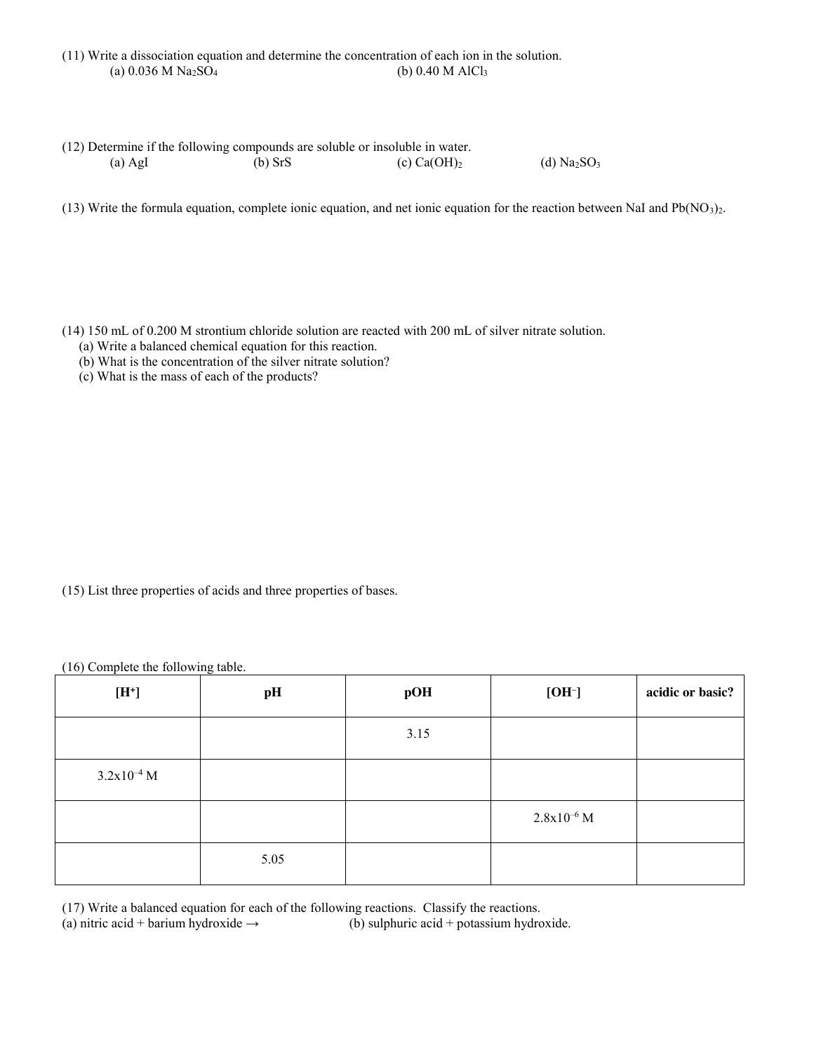(11) Write a dissociation equation and determine the concentration of each ion in the solution.

(a) 0.036 M $Na_2SO_4$

(b) 0.40 M $AlCl_3$

(12) Determine if the following compounds are soluble or insoluble in water.

(a) AgI

(b) SrS

(c) $Ca(OH)_2$

(d) $Na_2SO_3$

(13) Write the formula equation, complete ionic equation, and net ionic equation for the reaction between NaI and $Pb(NO_3)_2$.

(14) 150 mL of 0.200 M strontium chloride solution are reacted with 200 mL of silver nitrate solution.

(a) Write a balanced chemical equation for this reaction.

(b) What is the concentration of the silver nitrate solution?

(c) What is the mass of each of the products?

(15) List three properties of acids and three properties of bases.

(16) Complete the following table.

| $[H^+]$ | pH | pOH | $[OH^-]$ | acidic or basic? |
|---|---|---|---|---|
| | | 3.15 | | |
| $3.2 \times 10^{-4}$ M | | | | |
| | | | $2.8 \times 10^{-6}$ M | |
| | 5.05 | | | |

(17) Write a balanced equation for each of the following reactions. Classify the reactions.

(a) nitric acid + barium hydroxide →

(b) sulphuric acid + potassium hydroxide.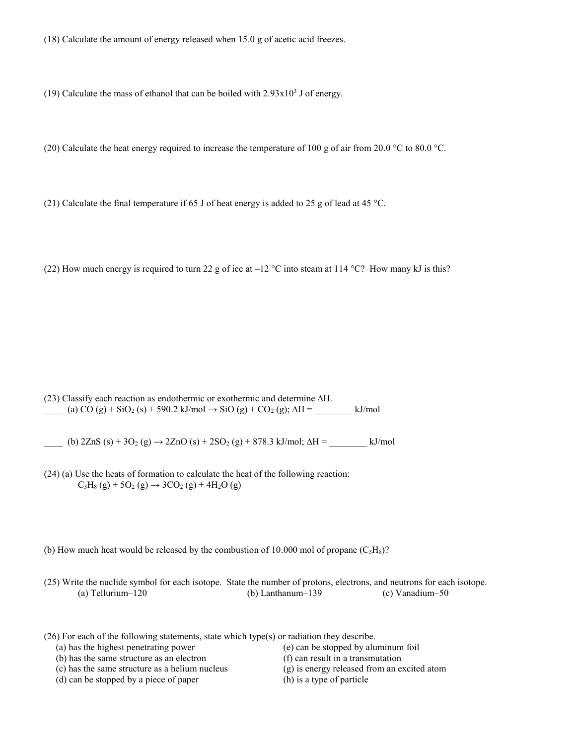(18) Calculate the amount of energy released when 15.0 g of acetic acid freezes.

(19) Calculate the mass of ethanol that can be boiled with $2.93 \times 10^3$ J of energy.

(20) Calculate the heat energy required to increase the temperature of 100 g of air from 20.0 °C to 80.0 °C.

(21) Calculate the final temperature if 65 J of heat energy is added to 25 g of lead at 45 °C.

(22) How much energy is required to turn 22 g of ice at –12 °C into steam at 114 °C? How many kJ is this?

(23) Classify each reaction as endothermic or exothermic and determine $\Delta H$.

____ (a) $CO\ (g) + SiO_2\ (s) + 590.2\ kJ/mol \rightarrow SiO\ (g) + CO_2\ (g)$; $\Delta H =$ ________ kJ/mol

____ (b) $2ZnS\ (s) + 3O_2\ (g) \rightarrow 2ZnO\ (s) + 2SO_2\ (g) + 878.3\ kJ/mol$; $\Delta H =$ ________ kJ/mol

(24) (a) Use the heats of formation to calculate the heat of the following reaction:

$C_3H_8\ (g) + 5O_2\ (g) \rightarrow 3CO_2\ (g) + 4H_2O\ (g)$

(b) How much heat would be released by the combustion of 10.000 mol of propane ($C_3H_8$)?

(25) Write the nuclide symbol for each isotope. State the number of protons, electrons, and neutrons for each isotope.

(a) Tellurium–120 (b) Lanthanum–139 (c) Vanadium–50

(26) For each of the following statements, state which type(s) or radiation they describe.

(a) has the highest penetrating power
(b) has the same structure as an electron
(c) has the same structure as a helium nucleus
(d) can be stopped by a piece of paper
(e) can be stopped by aluminum foil
(f) can result in a transmutation
(g) is energy released from an excited atom
(h) is a type of particle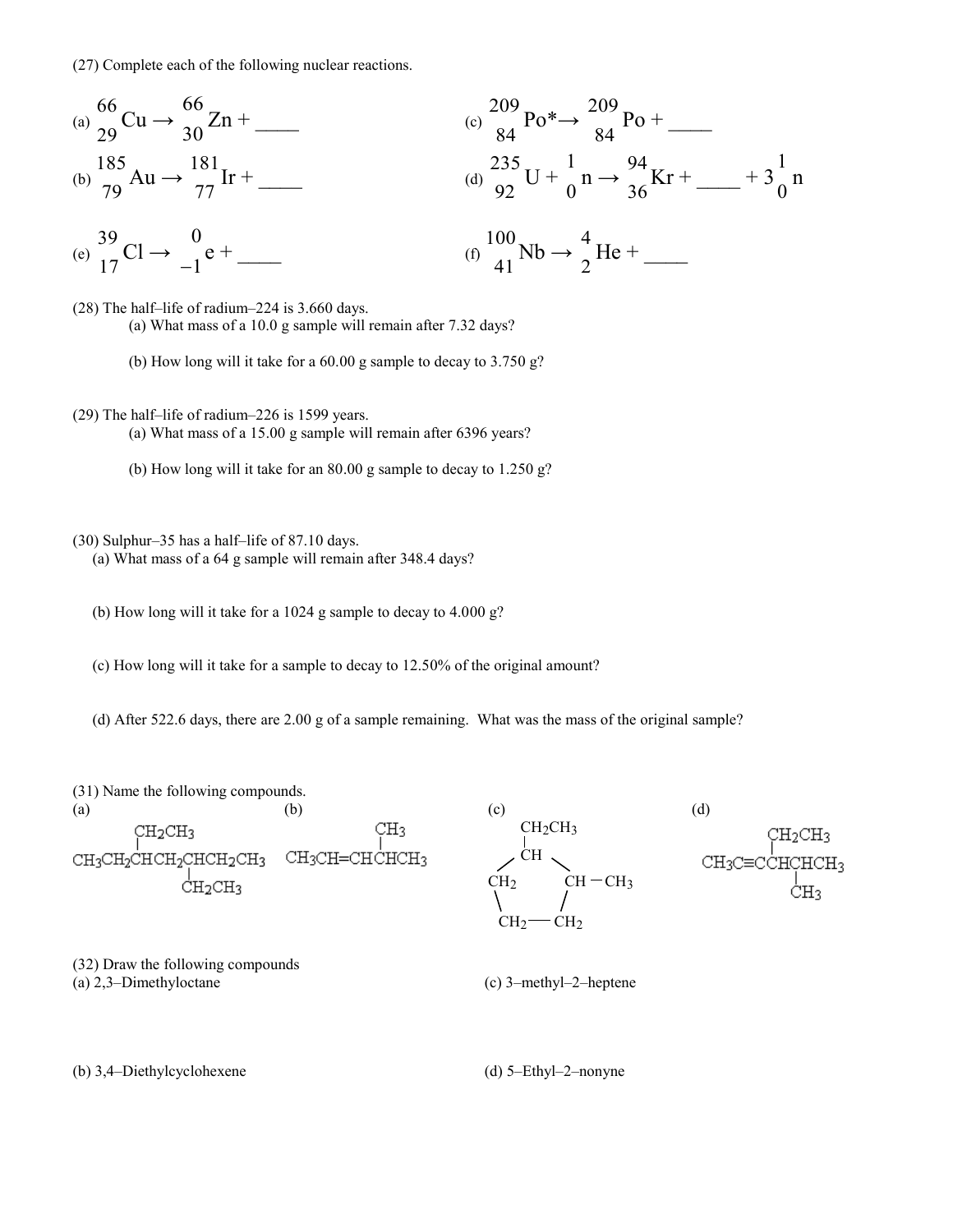(27) Complete each of the following nuclear reactions.

(a) ${}^{66}_{29}\text{Cu} \rightarrow {}^{66}_{30}\text{Zn} +$ \_\_\_\_

(b) ${}^{185}_{79}\text{Au} \rightarrow {}^{181}_{77}\text{Ir} +$ \_\_\_\_

(c) ${}^{209}_{84}\text{Po}^* \rightarrow {}^{209}_{84}\text{Po} +$ \_\_\_\_

(d) ${}^{235}_{92}\text{U} + {}^{1}_{0}\text{n} \rightarrow {}^{94}_{36}\text{Kr} +$ \_\_\_\_ $+ 3\,{}^{1}_{0}\text{n}$

(e) ${}^{39}_{17}\text{Cl} \rightarrow {}^{0}_{-1}\text{e} +$ \_\_\_\_

(f) ${}^{100}_{41}\text{Nb} \rightarrow {}^{4}_{2}\text{He} +$ \_\_\_\_

(28) The half–life of radium–224 is 3.660 days.

(a) What mass of a 10.0 g sample will remain after 7.32 days?

(b) How long will it take for a 60.00 g sample to decay to 3.750 g?

(29) The half–life of radium–226 is 1599 years.

(a) What mass of a 15.00 g sample will remain after 6396 years?

(b) How long will it take for an 80.00 g sample to decay to 1.250 g?

(30) Sulphur–35 has a half–life of 87.10 days.

(a) What mass of a 64 g sample will remain after 348.4 days?

(b) How long will it take for a 1024 g sample to decay to 4.000 g?

(c) How long will it take for a sample to decay to 12.50% of the original amount?

(d) After 522.6 days, there are 2.00 g of a sample remaining. What was the mass of the original sample?

(31) Name the following compounds.

(a) $CH_3CH_2CH(CH_2CH_3)CH_2CH(CH_2CH_3)CH_2CH_3$

(b) $CH_3CH{=}CHCH(CH_3)CH_3$

(c) Cyclopentane ring: CH bearing $CH_2CH_3$, CH bearing $CH_3$, and three $CH_2$ groups

(d) $CH_3C{\equiv}CCH(CH_2CH_3)CH(CH_3)CH_3$

(32) Draw the following compounds

(a) 2,3–Dimethyloctane

(b) 3,4–Diethylcyclohexene

(c) 3–methyl–2–heptene

(d) 5–Ethyl–2–nonyne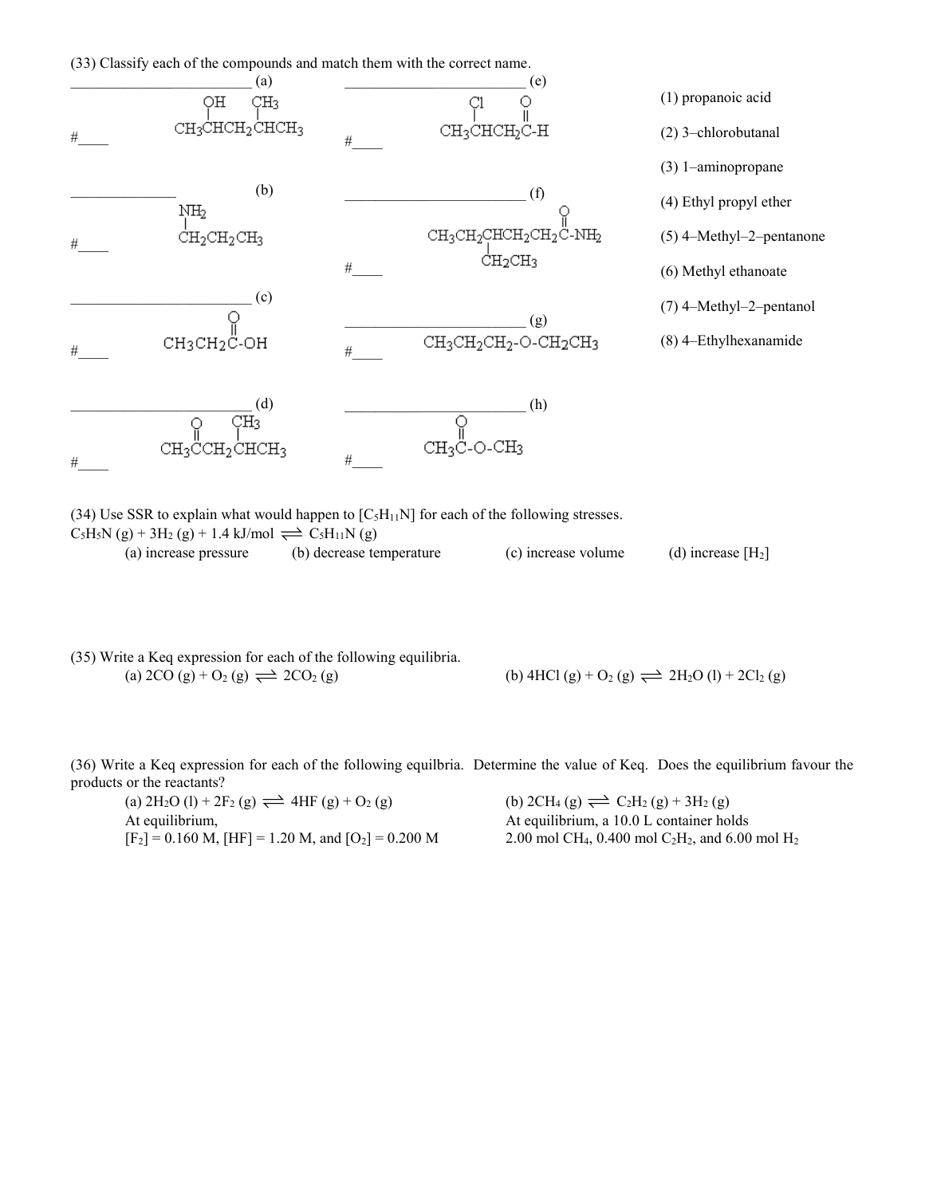(33) Classify each of the compounds and match them with the correct name.

________________________ (a)

$$CH_3\overset{\overset{OH}{|}}{C}HCH_2\overset{\overset{CH_3}{|}}{C}HCH_3$$

#____

________________________ (b)

$$\overset{\overset{NH_2}{|}}{C}H_2CH_2CH_3$$

#____

________________________ (c)

$$CH_3CH_2\overset{\overset{O}{||}}{C}\text{-}OH$$

#____

________________________ (d)

$$CH_3\overset{\overset{O}{||}}{C}CH_2\overset{\overset{CH_3}{|}}{C}HCH_3$$

#____

________________________ (e)

$$CH_3\overset{\overset{Cl}{|}}{C}HCH_2\overset{\overset{O}{||}}{C}\text{-}H$$

#____

________________________ (f)

$$CH_3CH_2\underset{\underset{CH_2CH_3}{|}}{C}HCH_2CH_2\overset{\overset{O}{||}}{C}\text{-}NH_2$$

#____

________________________ (g)

$$CH_3CH_2CH_2\text{-}O\text{-}CH_2CH_3$$

#____

________________________ (h)

$$CH_3\overset{\overset{O}{||}}{C}\text{-}O\text{-}CH_3$$

#____

(1) propanoic acid

(2) 3–chlorobutanal

(3) 1–aminopropane

(4) Ethyl propyl ether

(5) 4–Methyl–2–pentanone

(6) Methyl ethanoate

(7) 4–Methyl–2–pentanol

(8) 4–Ethylhexanamide

(34) Use SSR to explain what would happen to $[C_5H_{11}N]$ for each of the following stresses.

$$C_5H_5N\ (g) + 3H_2\ (g) + 1.4\ \text{kJ/mol} \rightleftharpoons C_5H_{11}N\ (g)$$

(a) increase pressure (b) decrease temperature (c) increase volume (d) increase $[H_2]$

(35) Write a Keq expression for each of the following equilibria.

(a) $2CO\ (g) + O_2\ (g) \rightleftharpoons 2CO_2\ (g)$

(b) $4HCl\ (g) + O_2\ (g) \rightleftharpoons 2H_2O\ (l) + 2Cl_2\ (g)$

(36) Write a Keq expression for each of the following equilbria. Determine the value of Keq. Does the equilibrium favour the products or the reactants?

(a) $2H_2O\ (l) + 2F_2\ (g) \rightleftharpoons 4HF\ (g) + O_2\ (g)$
At equilibrium,
$[F_2] = 0.160$ M, $[HF] = 1.20$ M, and $[O_2] = 0.200$ M

(b) $2CH_4\ (g) \rightleftharpoons C_2H_2\ (g) + 3H_2\ (g)$
At equilibrium, a 10.0 L container holds
2.00 mol $CH_4$, 0.400 mol $C_2H_2$, and 6.00 mol $H_2$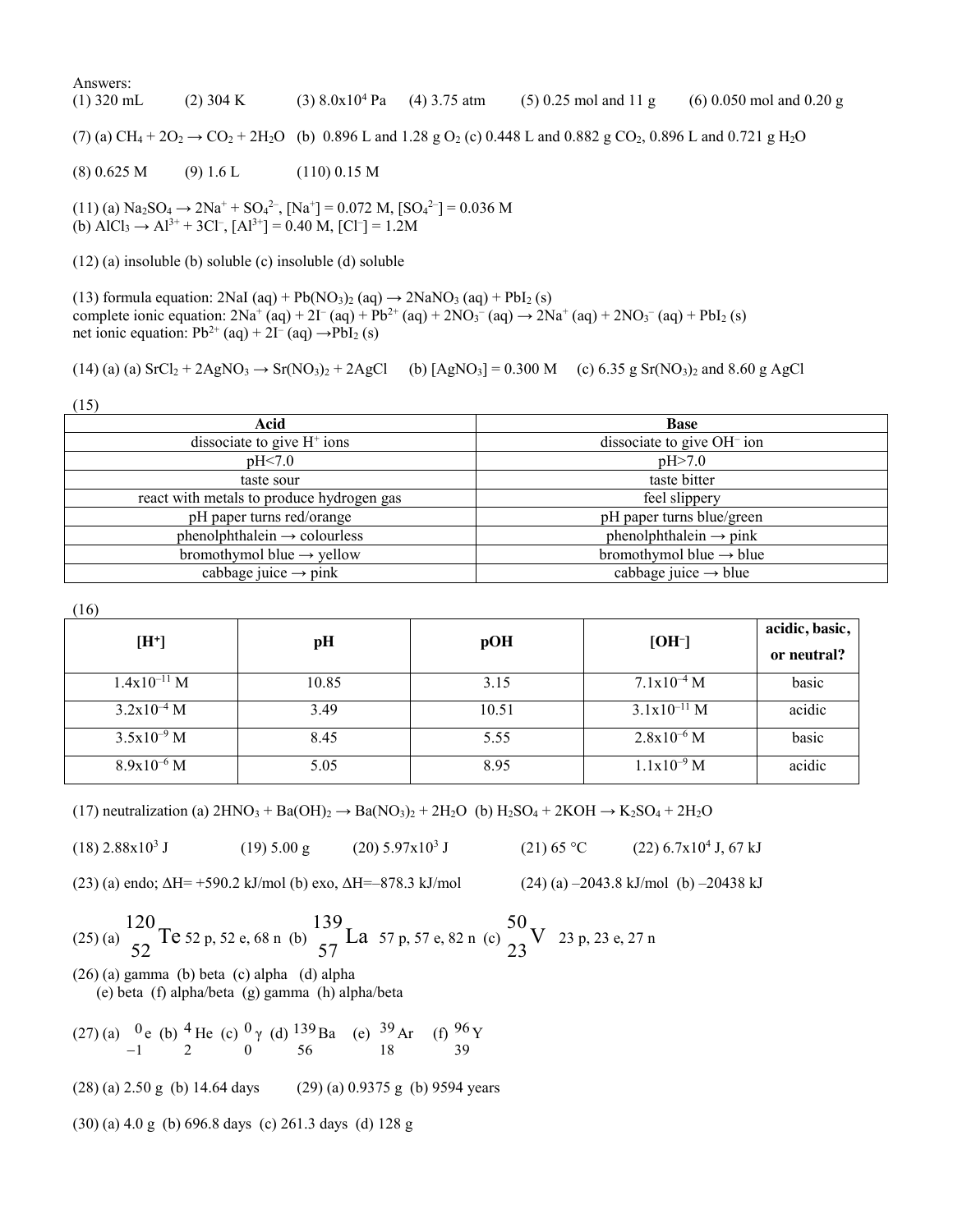Answers:

(1) 320 mL (2) 304 K (3) $8.0 \times 10^4$ Pa (4) 3.75 atm (5) 0.25 mol and 11 g (6) 0.050 mol and 0.20 g

(7) (a) $CH_4 + 2O_2 \rightarrow CO_2 + 2H_2O$ (b) 0.896 L and 1.28 g $O_2$ (c) 0.448 L and 0.882 g $CO_2$, 0.896 L and 0.721 g $H_2O$

(8) 0.625 M (9) 1.6 L (110) 0.15 M

(11) (a) $Na_2SO_4 \rightarrow 2Na^+ + SO_4^{2-}$, $[Na^+] = 0.072$ M, $[SO_4^{2-}] = 0.036$ M
(b) $AlCl_3 \rightarrow Al^{3+} + 3Cl^-$, $[Al^{3+}] = 0.40$ M, $[Cl^-] = 1.2$M

(12) (a) insoluble (b) soluble (c) insoluble (d) soluble

(13) formula equation: $2NaI\ (aq) + Pb(NO_3)_2\ (aq) \rightarrow 2NaNO_3\ (aq) + PbI_2\ (s)$
complete ionic equation: $2Na^+\ (aq) + 2I^-\ (aq) + Pb^{2+}\ (aq) + 2NO_3^-\ (aq) \rightarrow 2Na^+\ (aq) + 2NO_3^-\ (aq) + PbI_2\ (s)$
net ionic equation: $Pb^{2+}\ (aq) + 2I^-\ (aq) \rightarrow PbI_2\ (s)$

(14) (a) (a) $SrCl_2 + 2AgNO_3 \rightarrow Sr(NO_3)_2 + 2AgCl$ (b) $[AgNO_3] = 0.300$ M (c) 6.35 g $Sr(NO_3)_2$ and 8.60 g AgCl

(15)

| Acid | Base |
| --- | --- |
| dissociate to give $H^+$ ions | dissociate to give $OH^-$ ion |
| pH<7.0 | pH>7.0 |
| taste sour | taste bitter |
| react with metals to produce hydrogen gas | feel slippery |
| pH paper turns red/orange | pH paper turns blue/green |
| phenolphthalein → colourless | phenolphthalein → pink |
| bromothymol blue → yellow | bromothymol blue → blue |
| cabbage juice → pink | cabbage juice → blue |

(16)

| $[H^+]$ | pH | pOH | $[OH^-]$ | acidic, basic, or neutral? |
| --- | --- | --- | --- | --- |
| $1.4 \times 10^{-11}$ M | 10.85 | 3.15 | $7.1 \times 10^{-4}$ M | basic |
| $3.2 \times 10^{-4}$ M | 3.49 | 10.51 | $3.1 \times 10^{-11}$ M | acidic |
| $3.5 \times 10^{-9}$ M | 8.45 | 5.55 | $2.8 \times 10^{-6}$ M | basic |
| $8.9 \times 10^{-6}$ M | 5.05 | 8.95 | $1.1 \times 10^{-9}$ M | acidic |

(17) neutralization (a) $2HNO_3 + Ba(OH)_2 \rightarrow Ba(NO_3)_2 + 2H_2O$ (b) $H_2SO_4 + 2KOH \rightarrow K_2SO_4 + 2H_2O$

(18) $2.88 \times 10^3$ J (19) 5.00 g (20) $5.97 \times 10^3$ J (21) 65 °C (22) $6.7 \times 10^4$ J, 67 kJ

(23) (a) endo; ΔH= +590.2 kJ/mol (b) exo, ΔH=–878.3 kJ/mol (24) (a) –2043.8 kJ/mol (b) –20438 kJ

(25) (a) $^{120}_{52}Te$ 52 p, 52 e, 68 n (b) $^{139}_{57}La$ 57 p, 57 e, 82 n (c) $^{50}_{23}V$ 23 p, 23 e, 27 n

(26) (a) gamma (b) beta (c) alpha (d) alpha
(e) beta (f) alpha/beta (g) gamma (h) alpha/beta

(27) (a) $^{0}_{-1}e$ (b) $^{4}_{2}He$ (c) $^{0}_{0}\gamma$ (d) $^{139}_{56}Ba$ (e) $^{39}_{18}Ar$ (f) $^{96}_{39}Y$

(28) (a) 2.50 g (b) 14.64 days (29) (a) 0.9375 g (b) 9594 years

(30) (a) 4.0 g (b) 696.8 days (c) 261.3 days (d) 128 g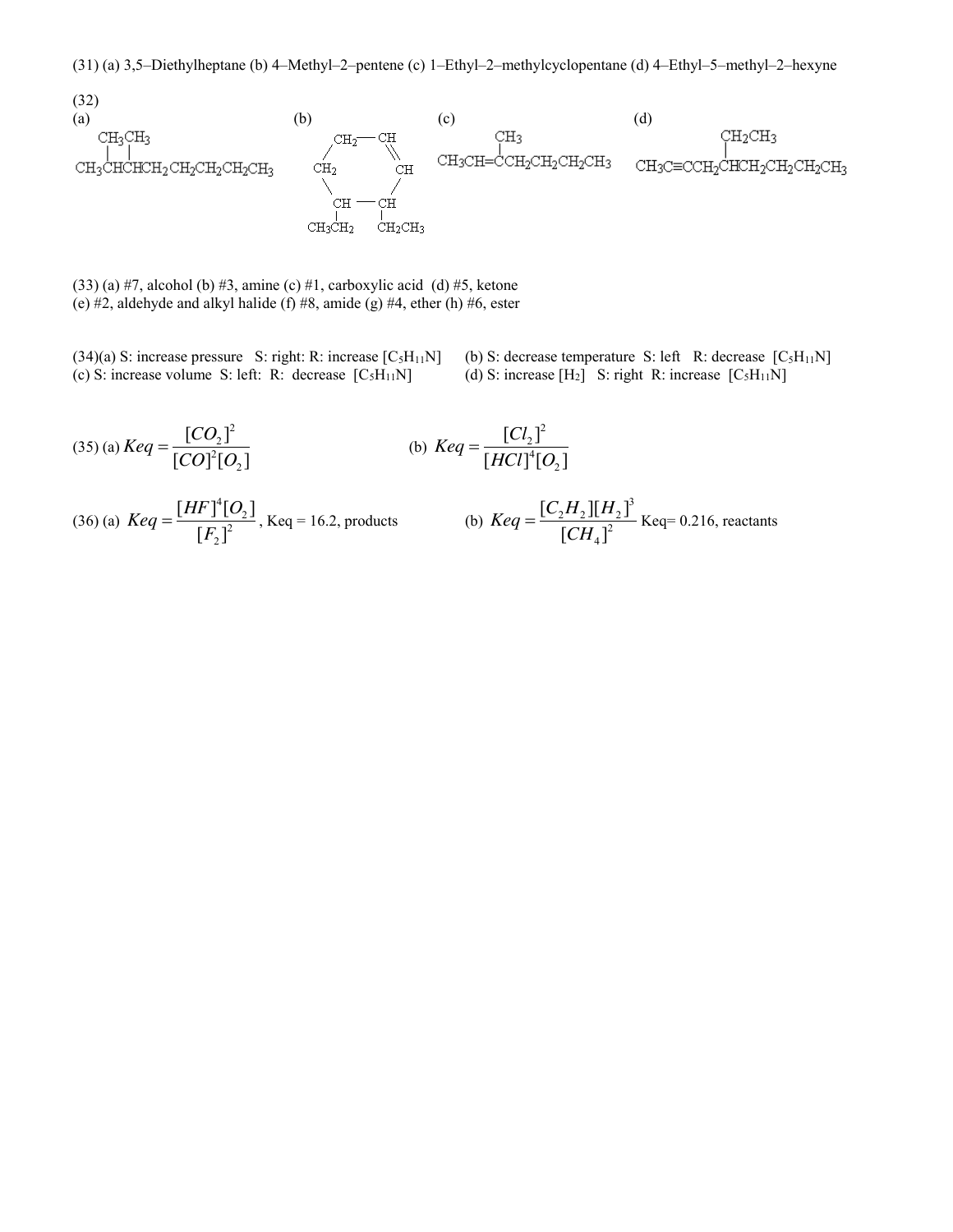(31) (a) 3,5–Diethylheptane (b) 4–Methyl–2–pentene (c) 1–Ethyl–2–methylcyclopentane (d) 4–Ethyl–5–methyl–2–hexyne

(32)

(a)

```
     CH3CH3
     |  |
CH3CHCHCH2CH2CH2CH2CH3
```

(b)

```
      CH2 — CH
     /        \\
  CH2          CH
     \        /
      CH — CH
      |     |
   CH3CH2  CH2CH3
```

(c)

```
          CH3
          |
CH3CH=CCH2CH2CH2CH3
```

(d)

```
                CH2CH3
                |
CH3C≡CCH2CHCH2CH2CH2CH3
```

(33) (a) #7, alcohol (b) #3, amine (c) #1, carboxylic acid (d) #5, ketone
(e) #2, aldehyde and alkyl halide (f) #8, amide (g) #4, ether (h) #6, ester

(34)(a) S: increase pressure S: right: R: increase [$C_5H_{11}N$] (b) S: decrease temperature S: left R: decrease [$C_5H_{11}N$]
(c) S: increase volume S: left: R: decrease [$C_5H_{11}N$] (d) S: increase [$H_2$] S: right R: increase [$C_5H_{11}N$]

(35) (a) $Keq = \dfrac{[CO_2]^2}{[CO]^2[O_2]}$ (b) $Keq = \dfrac{[Cl_2]^2}{[HCl]^4[O_2]}$

(36) (a) $Keq = \dfrac{[HF]^4[O_2]}{[F_2]^2}$, Keq = 16.2, products (b) $Keq = \dfrac{[C_2H_2][H_2]^3}{[CH_4]^2}$ Keq= 0.216, reactants